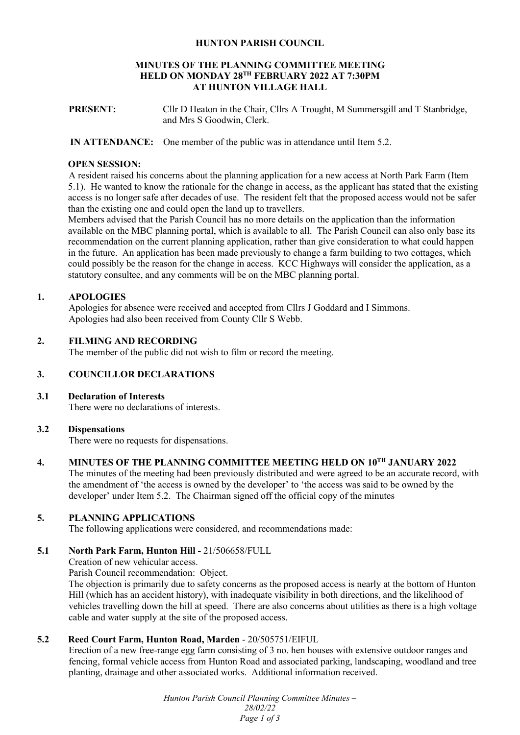# HUNTON PARISH COUNCIL

## MINUTES OF THE PLANNING COMMITTEE MEETING HELD ON MONDAY 28TH FEBRUARY 2022 AT 7:30PM AT HUNTON VILLAGE HALL

**PRESENT:** Cllr D Heaton in the Chair, Cllrs A Trought, M Summersgill and T Stanbridge, and Mrs S Goodwin, Clerk.

**IN ATTENDANCE:** One member of the public was in attendance until Item 5.2.

**OPEN SESSION:**

A resident raised his concerns about the planning application for a new access at North Park Farm (Item 5.1). He wanted to know the rationale for the change in access, as the applicant has stated that the existing access is no longer safe after decades of use. The resident felt that the proposed access would not be safer than the existing one and could open the land up to travellers.

Members advised that the Parish Council has no more details on the application than the information available on the MBC planning portal, which is available to all. The Parish Council can also only base its recommendation on the current planning application, rather than give consideration to what could happen in the future. An application has been made previously to change a farm building to two cottages, which could possibly be the reason for the change in access. KCC Highways will consider the application, as a statutory consultee, and any comments will be on the MBC planning portal.

### 1. APOLOGIES

Apologies for absence were received and accepted from Cllrs J Goddard and I Simmons.
Apologies had also been received from County Cllr S Webb.

### 2. FILMING AND RECORDING

The member of the public did not wish to film or record the meeting.

### 3. COUNCILLOR DECLARATIONS

#### 3.1 Declaration of Interests

There were no declarations of interests.

#### 3.2 Dispensations

There were no requests for dispensations.

### 4. MINUTES OF THE PLANNING COMMITTEE MEETING HELD ON 10TH JANUARY 2022

The minutes of the meeting had been previously distributed and were agreed to be an accurate record, with the amendment of 'the access is owned by the developer' to 'the access was said to be owned by the developer' under Item 5.2. The Chairman signed off the official copy of the minutes

### 5. PLANNING APPLICATIONS

The following applications were considered, and recommendations made:

#### 5.1 North Park Farm, Hunton Hill - 21/506658/FULL

Creation of new vehicular access.

Parish Council recommendation: Object.

The objection is primarily due to safety concerns as the proposed access is nearly at the bottom of Hunton Hill (which has an accident history), with inadequate visibility in both directions, and the likelihood of vehicles travelling down the hill at speed. There are also concerns about utilities as there is a high voltage cable and water supply at the site of the proposed access.

#### 5.2 Reed Court Farm, Hunton Road, Marden - 20/505751/EIFUL

Erection of a new free-range egg farm consisting of 3 no. hen houses with extensive outdoor ranges and fencing, formal vehicle access from Hunton Road and associated parking, landscaping, woodland and tree planting, drainage and other associated works. Additional information received.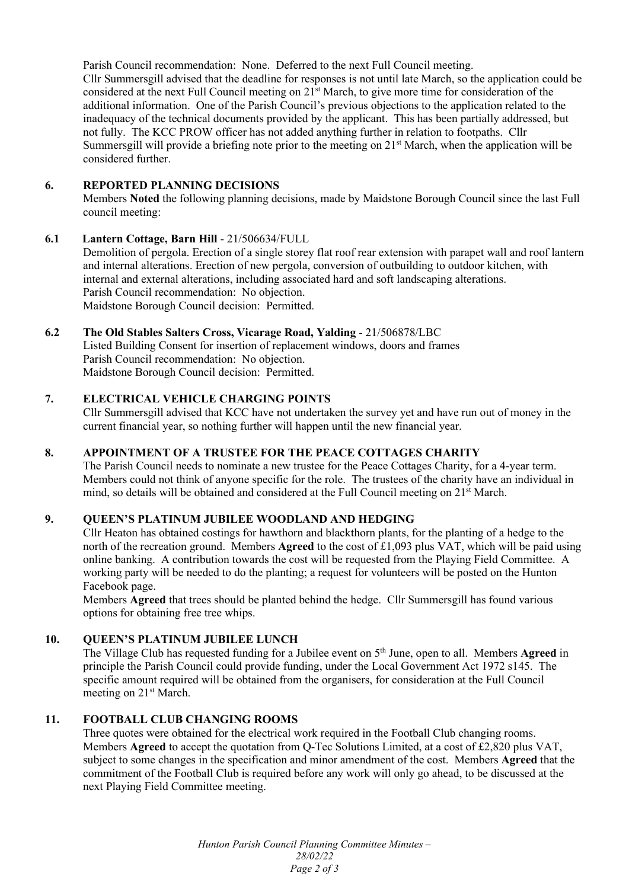Parish Council recommendation: None. Deferred to the next Full Council meeting.
Cllr Summersgill advised that the deadline for responses is not until late March, so the application could be considered at the next Full Council meeting on 21st March, to give more time for consideration of the additional information. One of the Parish Council's previous objections to the application related to the inadequacy of the technical documents provided by the applicant. This has been partially addressed, but not fully. The KCC PROW officer has not added anything further in relation to footpaths. Cllr Summersgill will provide a briefing note prior to the meeting on 21st March, when the application will be considered further.

## 6. REPORTED PLANNING DECISIONS

Members **Noted** the following planning decisions, made by Maidstone Borough Council since the last Full council meeting:

### 6.1 Lantern Cottage, Barn Hill - 21/506634/FULL

Demolition of pergola. Erection of a single storey flat roof rear extension with parapet wall and roof lantern and internal alterations. Erection of new pergola, conversion of outbuilding to outdoor kitchen, with internal and external alterations, including associated hard and soft landscaping alterations.
Parish Council recommendation: No objection.
Maidstone Borough Council decision: Permitted.

### 6.2 The Old Stables Salters Cross, Vicarage Road, Yalding - 21/506878/LBC

Listed Building Consent for insertion of replacement windows, doors and frames
Parish Council recommendation: No objection.
Maidstone Borough Council decision: Permitted.

## 7. ELECTRICAL VEHICLE CHARGING POINTS

Cllr Summersgill advised that KCC have not undertaken the survey yet and have run out of money in the current financial year, so nothing further will happen until the new financial year.

## 8. APPOINTMENT OF A TRUSTEE FOR THE PEACE COTTAGES CHARITY

The Parish Council needs to nominate a new trustee for the Peace Cottages Charity, for a 4-year term. Members could not think of anyone specific for the role. The trustees of the charity have an individual in mind, so details will be obtained and considered at the Full Council meeting on 21st March.

## 9. QUEEN'S PLATINUM JUBILEE WOODLAND AND HEDGING

Cllr Heaton has obtained costings for hawthorn and blackthorn plants, for the planting of a hedge to the north of the recreation ground. Members **Agreed** to the cost of £1,093 plus VAT, which will be paid using online banking. A contribution towards the cost will be requested from the Playing Field Committee. A working party will be needed to do the planting; a request for volunteers will be posted on the Hunton Facebook page.
Members **Agreed** that trees should be planted behind the hedge. Cllr Summersgill has found various options for obtaining free tree whips.

## 10. QUEEN'S PLATINUM JUBILEE LUNCH

The Village Club has requested funding for a Jubilee event on 5th June, open to all. Members **Agreed** in principle the Parish Council could provide funding, under the Local Government Act 1972 s145. The specific amount required will be obtained from the organisers, for consideration at the Full Council meeting on 21st March.

## 11. FOOTBALL CLUB CHANGING ROOMS

Three quotes were obtained for the electrical work required in the Football Club changing rooms. Members **Agreed** to accept the quotation from Q-Tec Solutions Limited, at a cost of £2,820 plus VAT, subject to some changes in the specification and minor amendment of the cost. Members **Agreed** that the commitment of the Football Club is required before any work will only go ahead, to be discussed at the next Playing Field Committee meeting.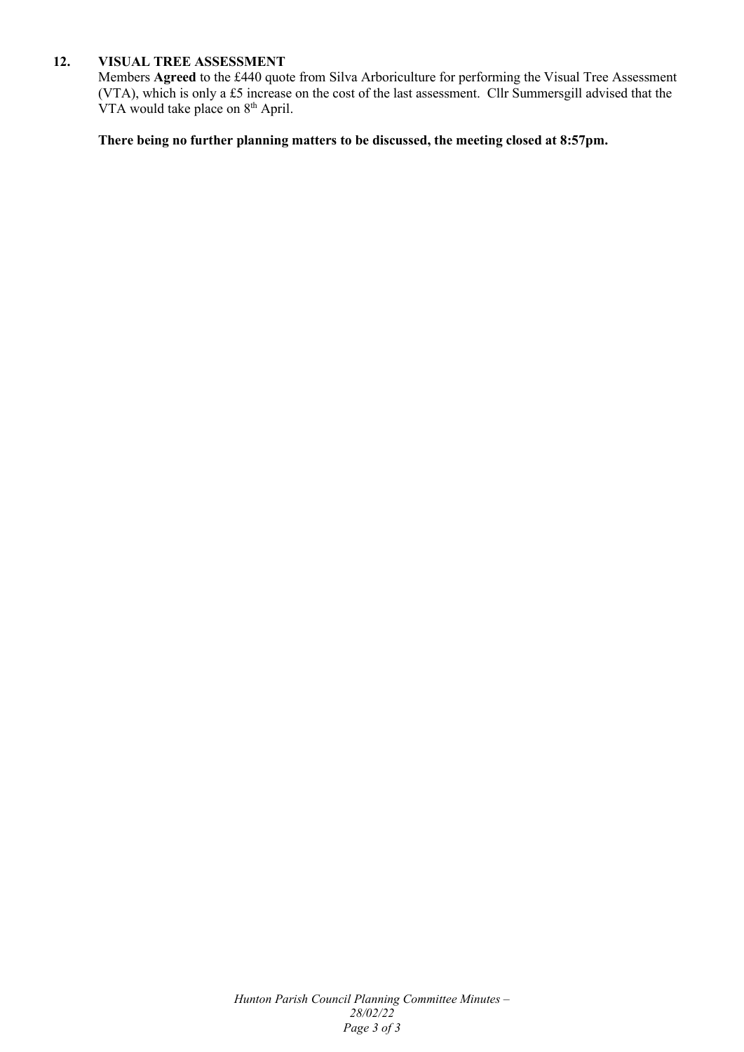## 12. VISUAL TREE ASSESSMENT

Members **Agreed** to the £440 quote from Silva Arboriculture for performing the Visual Tree Assessment (VTA), which is only a £5 increase on the cost of the last assessment. Cllr Summersgill advised that the VTA would take place on 8th April.

**There being no further planning matters to be discussed, the meeting closed at 8:57pm.**